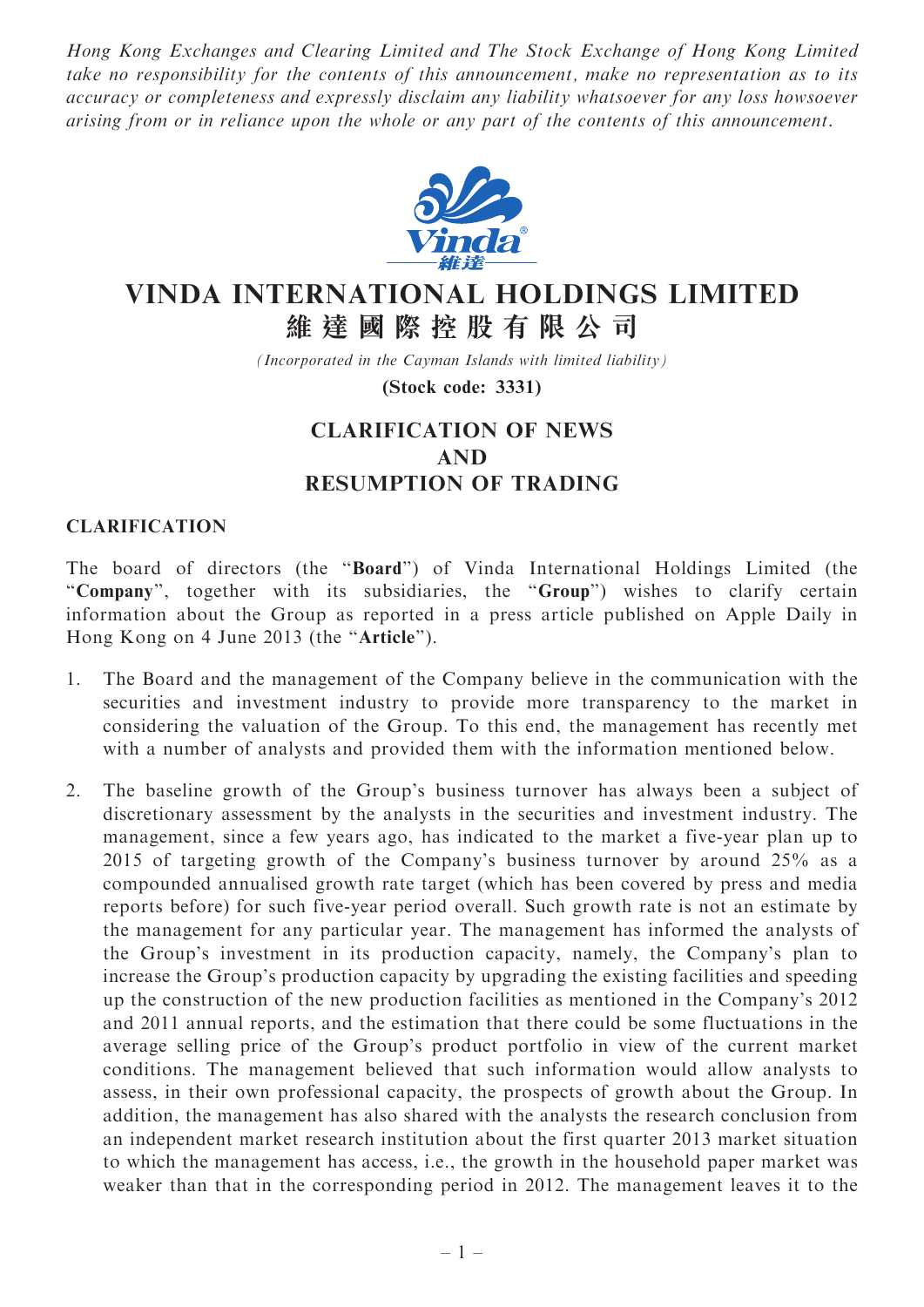*Hong Kong Exchanges and Clearing Limited and The Stock Exchange of Hong Kong Limited take no responsibility for the contents of this announcement, make no representation as to its accuracy or completeness and expressly disclaim any liability whatsoever for any loss howsoever arising from or in reliance upon the whole or any part of the contents of this announcement.*

# VINDA INTERNATIONAL HOLDINGS LIMITED
# 維達國際控股有限公司

*(Incorporated in the Cayman Islands with limited liability)*

**(Stock code: 3331)**

## CLARIFICATION OF NEWS AND RESUMPTION OF TRADING

### CLARIFICATION

The board of directors (the "**Board**") of Vinda International Holdings Limited (the "**Company**", together with its subsidiaries, the "**Group**") wishes to clarify certain information about the Group as reported in a press article published on Apple Daily in Hong Kong on 4 June 2013 (the "**Article**").

1. The Board and the management of the Company believe in the communication with the securities and investment industry to provide more transparency to the market in considering the valuation of the Group. To this end, the management has recently met with a number of analysts and provided them with the information mentioned below.

2. The baseline growth of the Group's business turnover has always been a subject of discretionary assessment by the analysts in the securities and investment industry. The management, since a few years ago, has indicated to the market a five-year plan up to 2015 of targeting growth of the Company's business turnover by around 25% as a compounded annualised growth rate target (which has been covered by press and media reports before) for such five-year period overall. Such growth rate is not an estimate by the management for any particular year. The management has informed the analysts of the Group's investment in its production capacity, namely, the Company's plan to increase the Group's production capacity by upgrading the existing facilities and speeding up the construction of the new production facilities as mentioned in the Company's 2012 and 2011 annual reports, and the estimation that there could be some fluctuations in the average selling price of the Group's product portfolio in view of the current market conditions. The management believed that such information would allow analysts to assess, in their own professional capacity, the prospects of growth about the Group. In addition, the management has also shared with the analysts the research conclusion from an independent market research institution about the first quarter 2013 market situation to which the management has access, i.e., the growth in the household paper market was weaker than that in the corresponding period in 2012. The management leaves it to the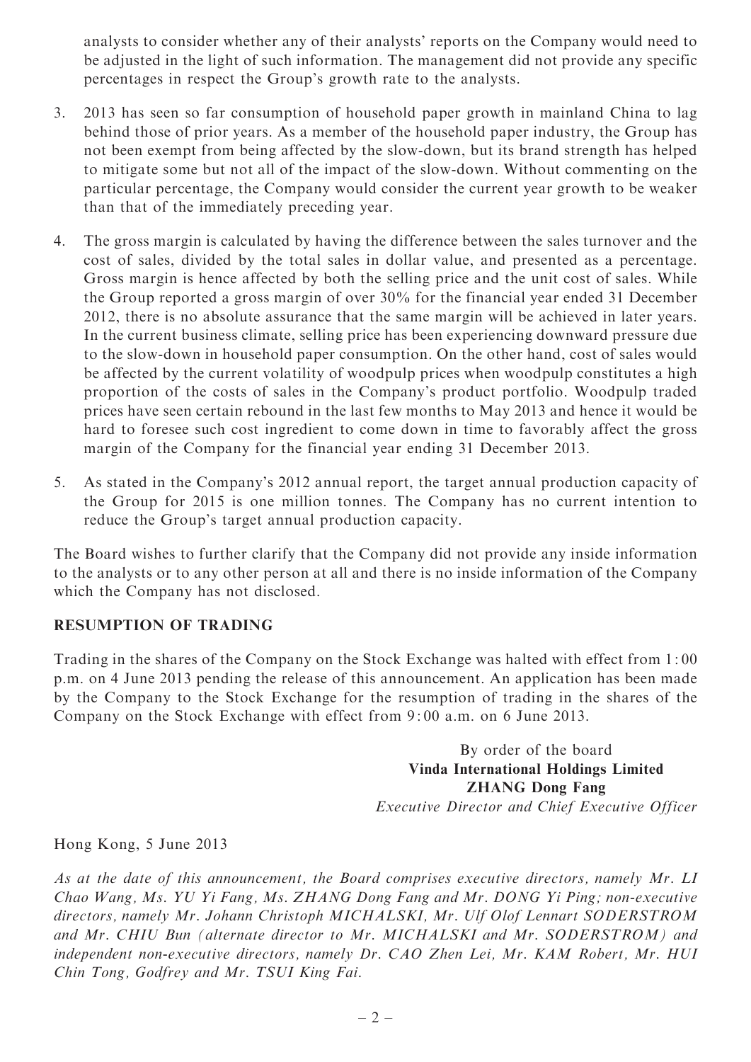analysts to consider whether any of their analysts' reports on the Company would need to be adjusted in the light of such information. The management did not provide any specific percentages in respect the Group's growth rate to the analysts.

3. 2013 has seen so far consumption of household paper growth in mainland China to lag behind those of prior years. As a member of the household paper industry, the Group has not been exempt from being affected by the slow-down, but its brand strength has helped to mitigate some but not all of the impact of the slow-down. Without commenting on the particular percentage, the Company would consider the current year growth to be weaker than that of the immediately preceding year.

4. The gross margin is calculated by having the difference between the sales turnover and the cost of sales, divided by the total sales in dollar value, and presented as a percentage. Gross margin is hence affected by both the selling price and the unit cost of sales. While the Group reported a gross margin of over 30% for the financial year ended 31 December 2012, there is no absolute assurance that the same margin will be achieved in later years. In the current business climate, selling price has been experiencing downward pressure due to the slow-down in household paper consumption. On the other hand, cost of sales would be affected by the current volatility of woodpulp prices when woodpulp constitutes a high proportion of the costs of sales in the Company's product portfolio. Woodpulp traded prices have seen certain rebound in the last few months to May 2013 and hence it would be hard to foresee such cost ingredient to come down in time to favorably affect the gross margin of the Company for the financial year ending 31 December 2013.

5. As stated in the Company's 2012 annual report, the target annual production capacity of the Group for 2015 is one million tonnes. The Company has no current intention to reduce the Group's target annual production capacity.

The Board wishes to further clarify that the Company did not provide any inside information to the analysts or to any other person at all and there is no inside information of the Company which the Company has not disclosed.

## RESUMPTION OF TRADING

Trading in the shares of the Company on the Stock Exchange was halted with effect from 1:00 p.m. on 4 June 2013 pending the release of this announcement. An application has been made by the Company to the Stock Exchange for the resumption of trading in the shares of the Company on the Stock Exchange with effect from 9:00 a.m. on 6 June 2013.

By order of the board
**Vinda International Holdings Limited**
**ZHANG Dong Fang**
*Executive Director and Chief Executive Officer*

Hong Kong, 5 June 2013

*As at the date of this announcement, the Board comprises executive directors, namely Mr. LI Chao Wang, Ms. YU Yi Fang, Ms. ZHANG Dong Fang and Mr. DONG Yi Ping; non-executive directors, namely Mr. Johann Christoph MICHALSKI, Mr. Ulf Olof Lennart SODERSTROM and Mr. CHIU Bun (alternate director to Mr. MICHALSKI and Mr. SODERSTROM) and independent non-executive directors, namely Dr. CAO Zhen Lei, Mr. KAM Robert, Mr. HUI Chin Tong, Godfrey and Mr. TSUI King Fai.*